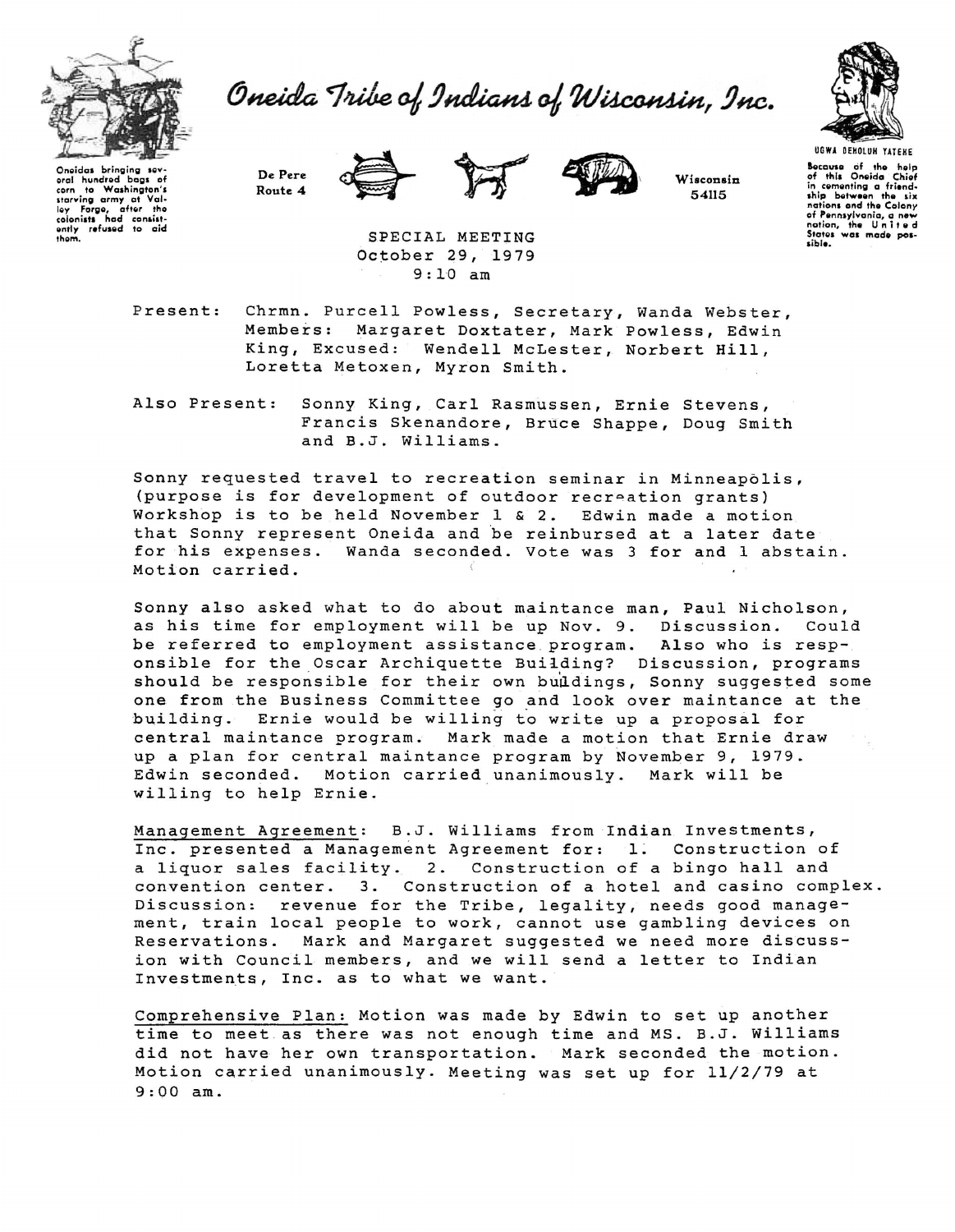Oneida Tribe of Indians of Wisconsin, Inc.

Oneidas bringing several hundred bags of corn to Washington's starving army at Valley Forge, after the colonists had consistently refused to aid them.

De Pere Route 4

Wisconsin 54115

UGWA DEHOLUH YATEHE

Because of the help of this Oneida Chief in cementing a friendship between the six nations and the Colony of Pennsylvania, a new nation, the United States was made possible.

SPECIAL MEETING
October 29, 1979
9:10 am

Present: Chrmn. Purcell Powless, Secretary, Wanda Webster, Members: Margaret Doxtater, Mark Powless, Edwin King, Excused: Wendell McLester, Norbert Hill, Loretta Metoxen, Myron Smith.

Also Present: Sonny King, Carl Rasmussen, Ernie Stevens, Francis Skenandore, Bruce Shappe, Doug Smith and B.J. Williams.

Sonny requested travel to recreation seminar in Minneapolis, (purpose is for development of outdoor recreation grants) Workshop is to be held November 1 & 2. Edwin made a motion that Sonny represent Oneida and be reinbursed at a later date for his expenses. Wanda seconded. Vote was 3 for and 1 abstain. Motion carried.

Sonny also asked what to do about maintance man, Paul Nicholson, as his time for employment will be up Nov. 9. Discussion. Could be referred to employment assistance program. Also who is responsible for the Oscar Archiquette Building? Discussion, programs should be responsible for their own buildings, Sonny suggested some one from the Business Committee go and look over maintance at the building. Ernie would be willing to write up a proposal for central maintance program. Mark made a motion that Ernie draw up a plan for central maintance program by November 9, 1979. Edwin seconded. Motion carried unanimously. Mark will be willing to help Ernie.

Management Agreement: B.J. Williams from Indian Investments, Inc. presented a Management Agreement for: 1. Construction of a liquor sales facility. 2. Construction of a bingo hall and convention center. 3. Construction of a hotel and casino complex. Discussion: revenue for the Tribe, legality, needs good management, train local people to work, cannot use gambling devices on Reservations. Mark and Margaret suggested we need more discussion with Council members, and we will send a letter to Indian Investments, Inc. as to what we want.

Comprehensive Plan: Motion was made by Edwin to set up another time to meet as there was not enough time and MS. B.J. Williams did not have her own transportation. Mark seconded the motion. Motion carried unanimously. Meeting was set up for 11/2/79 at 9:00 am.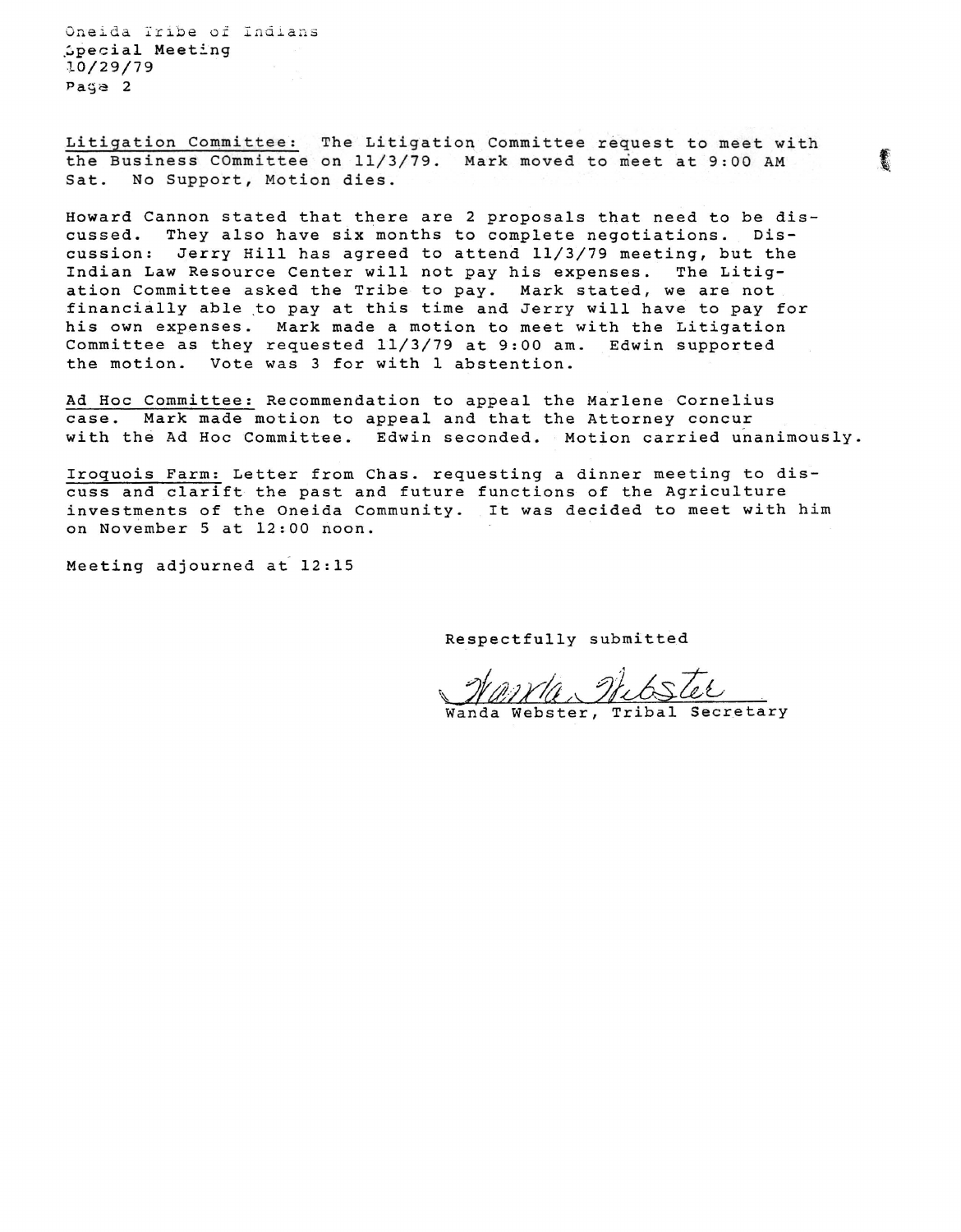Litigation Committee: The Litigation Committee request to meet with the Business COmmittee on 11/3/79. Mark moved to meet at 9:00 AM Sat. No Support, Motion dies.

Howard Cannon stated that there are 2 proposals that need to be discussed. They also have six months to complete negotiations. Discussion: Jerry Hill has agreed to attend 11/3/79 meeting, but the Indian Law Resource Center will not pay his expenses. The Litigation Committee asked the Tribe to pay. Mark stated, we are not financially able to pay at this time and Jerry will have to pay for his own expenses. Mark made a motion to meet with the Litigation Committee as they requested 11/3/79 at 9:00 am. Edwin supported the motion. Vote was 3 for with 1 abstention.

Ad Hoc Committee: Recommendation to appeal the Marlene Cornelius case. Mark made motion to appeal and that the Attorney concur with the Ad Hoc Committee. Edwin seconded. Motion carried unanimously.

Iroquois Farm: Letter from Chas. requesting a dinner meeting to discuss and clarift the past and future functions of the Agriculture investments of the Oneida Community. It was decided to meet with him on November 5 at 12:00 noon.

Meeting adjourned at 12:15

Respectfully submitted

Wanda Webster

Wanda Webster, Tribal Secretary